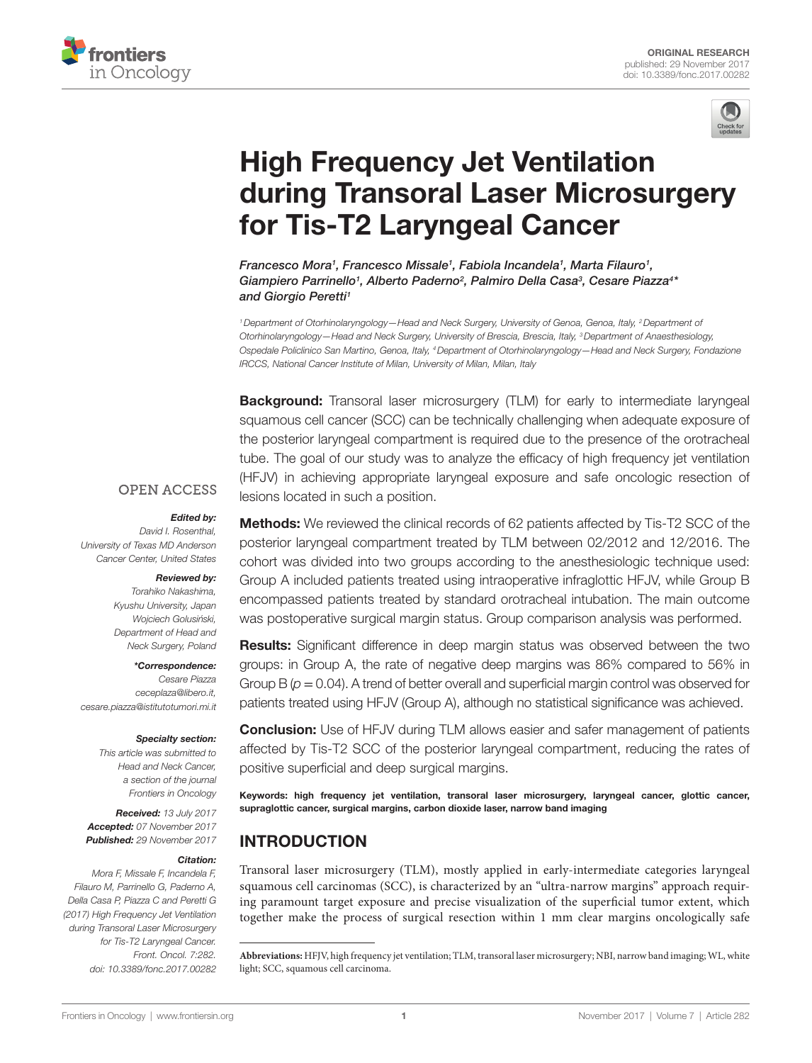ORIGINAL RESEARCH
published: 29 November 2017
doi: 10.3389/fonc.2017.00282

# High Frequency Jet Ventilation during Transoral Laser Microsurgery for Tis-T2 Laryngeal Cancer

*Francesco Mora[1], Francesco Missale[1], Fabiola Incandela[1], Marta Filauro[1], Giampiero Parrinello[1], Alberto Paderno[2], Palmiro Della Casa[3], Cesare Piazza[4]\* and Giorgio Peretti[1]*

[1] *Department of Otorhinolaryngology—Head and Neck Surgery, University of Genoa, Genoa, Italy,* [2] *Department of Otorhinolaryngology—Head and Neck Surgery, University of Brescia, Brescia, Italy,* [3] *Department of Anaesthesiology, Ospedale Policlinico San Martino, Genoa, Italy,* [4] *Department of Otorhinolaryngology—Head and Neck Surgery, Fondazione IRCCS, National Cancer Institute of Milan, University of Milan, Milan, Italy*

OPEN ACCESS

***Edited by:***
*David I. Rosenthal, University of Texas MD Anderson Cancer Center, United States*

***Reviewed by:***
*Torahiko Nakashima, Kyushu University, Japan*
*Wojciech Golusiński, Department of Head and Neck Surgery, Poland*

***\*Correspondence:***
*Cesare Piazza*
*ceceplaza@libero.it, cesare.piazza@istitutotumori.mi.it*

***Specialty section:***
*This article was submitted to Head and Neck Cancer, a section of the journal Frontiers in Oncology*

***Received:*** *13 July 2017*
***Accepted:*** *07 November 2017*
***Published:*** *29 November 2017*

***Citation:***
*Mora F, Missale F, Incandela F, Filauro M, Parrinello G, Paderno A, Della Casa P, Piazza C and Peretti G (2017) High Frequency Jet Ventilation during Transoral Laser Microsurgery for Tis-T2 Laryngeal Cancer. Front. Oncol. 7:282. doi: 10.3389/fonc.2017.00282*

**Background:** Transoral laser microsurgery (TLM) for early to intermediate laryngeal squamous cell cancer (SCC) can be technically challenging when adequate exposure of the posterior laryngeal compartment is required due to the presence of the orotracheal tube. The goal of our study was to analyze the efficacy of high frequency jet ventilation (HFJV) in achieving appropriate laryngeal exposure and safe oncologic resection of lesions located in such a position.

**Methods:** We reviewed the clinical records of 62 patients affected by Tis-T2 SCC of the posterior laryngeal compartment treated by TLM between 02/2012 and 12/2016. The cohort was divided into two groups according to the anesthesiologic technique used: Group A included patients treated using intraoperative infraglottic HFJV, while Group B encompassed patients treated by standard orotracheal intubation. The main outcome was postoperative surgical margin status. Group comparison analysis was performed.

**Results:** Significant difference in deep margin status was observed between the two groups: in Group A, the rate of negative deep margins was 86% compared to 56% in Group B ($p = 0.04$). A trend of better overall and superficial margin control was observed for patients treated using HFJV (Group A), although no statistical significance was achieved.

**Conclusion:** Use of HFJV during TLM allows easier and safer management of patients affected by Tis-T2 SCC of the posterior laryngeal compartment, reducing the rates of positive superficial and deep surgical margins.

**Keywords: high frequency jet ventilation, transoral laser microsurgery, laryngeal cancer, glottic cancer, supraglottic cancer, surgical margins, carbon dioxide laser, narrow band imaging**

## INTRODUCTION

Transoral laser microsurgery (TLM), mostly applied in early-intermediate categories laryngeal squamous cell carcinomas (SCC), is characterized by an "ultra-narrow margins" approach requiring paramount target exposure and precise visualization of the superficial tumor extent, which together make the process of surgical resection within 1 mm clear margins oncologically safe

**Abbreviations:** HFJV, high frequency jet ventilation; TLM, transoral laser microsurgery; NBI, narrow band imaging; WL, white light; SCC, squamous cell carcinoma.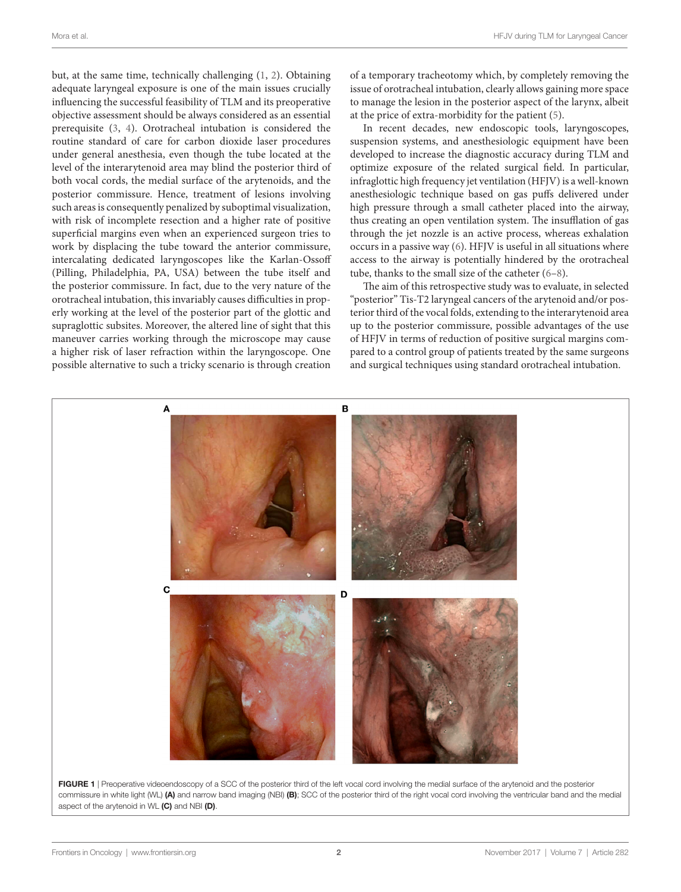but, at the same time, technically challenging (1, 2). Obtaining adequate laryngeal exposure is one of the main issues crucially influencing the successful feasibility of TLM and its preoperative objective assessment should be always considered as an essential prerequisite (3, 4). Orotracheal intubation is considered the routine standard of care for carbon dioxide laser procedures under general anesthesia, even though the tube located at the level of the interarytenoid area may blind the posterior third of both vocal cords, the medial surface of the arytenoids, and the posterior commissure. Hence, treatment of lesions involving such areas is consequently penalized by suboptimal visualization, with risk of incomplete resection and a higher rate of positive superficial margins even when an experienced surgeon tries to work by displacing the tube toward the anterior commissure, intercalating dedicated laryngoscopes like the Karlan-Ossoff (Pilling, Philadelphia, PA, USA) between the tube itself and the posterior commissure. In fact, due to the very nature of the orotracheal intubation, this invariably causes difficulties in properly working at the level of the posterior part of the glottic and supraglottic subsites. Moreover, the altered line of sight that this maneuver carries working through the microscope may cause a higher risk of laser refraction within the laryngoscope. One possible alternative to such a tricky scenario is through creation of a temporary tracheotomy which, by completely removing the issue of orotracheal intubation, clearly allows gaining more space to manage the lesion in the posterior aspect of the larynx, albeit at the price of extra-morbidity for the patient (5).

In recent decades, new endoscopic tools, laryngoscopes, suspension systems, and anesthesiologic equipment have been developed to increase the diagnostic accuracy during TLM and optimize exposure of the related surgical field. In particular, infraglottic high frequency jet ventilation (HFJV) is a well-known anesthesiologic technique based on gas puffs delivered under high pressure through a small catheter placed into the airway, thus creating an open ventilation system. The insufflation of gas through the jet nozzle is an active process, whereas exhalation occurs in a passive way (6). HFJV is useful in all situations where access to the airway is potentially hindered by the orotracheal tube, thanks to the small size of the catheter (6–8).

The aim of this retrospective study was to evaluate, in selected "posterior" Tis-T2 laryngeal cancers of the arytenoid and/or posterior third of the vocal folds, extending to the interarytenoid area up to the posterior commissure, possible advantages of the use of HFJV in terms of reduction of positive surgical margins compared to a control group of patients treated by the same surgeons and surgical techniques using standard orotracheal intubation.

**FIGURE 1** | Preoperative videoendoscopy of a SCC of the posterior third of the left vocal cord involving the medial surface of the arytenoid and the posterior commissure in white light (WL) **(A)** and narrow band imaging (NBI) **(B)**; SCC of the posterior third of the right vocal cord involving the ventricular band and the medial aspect of the arytenoid in WL **(C)** and NBI **(D)**.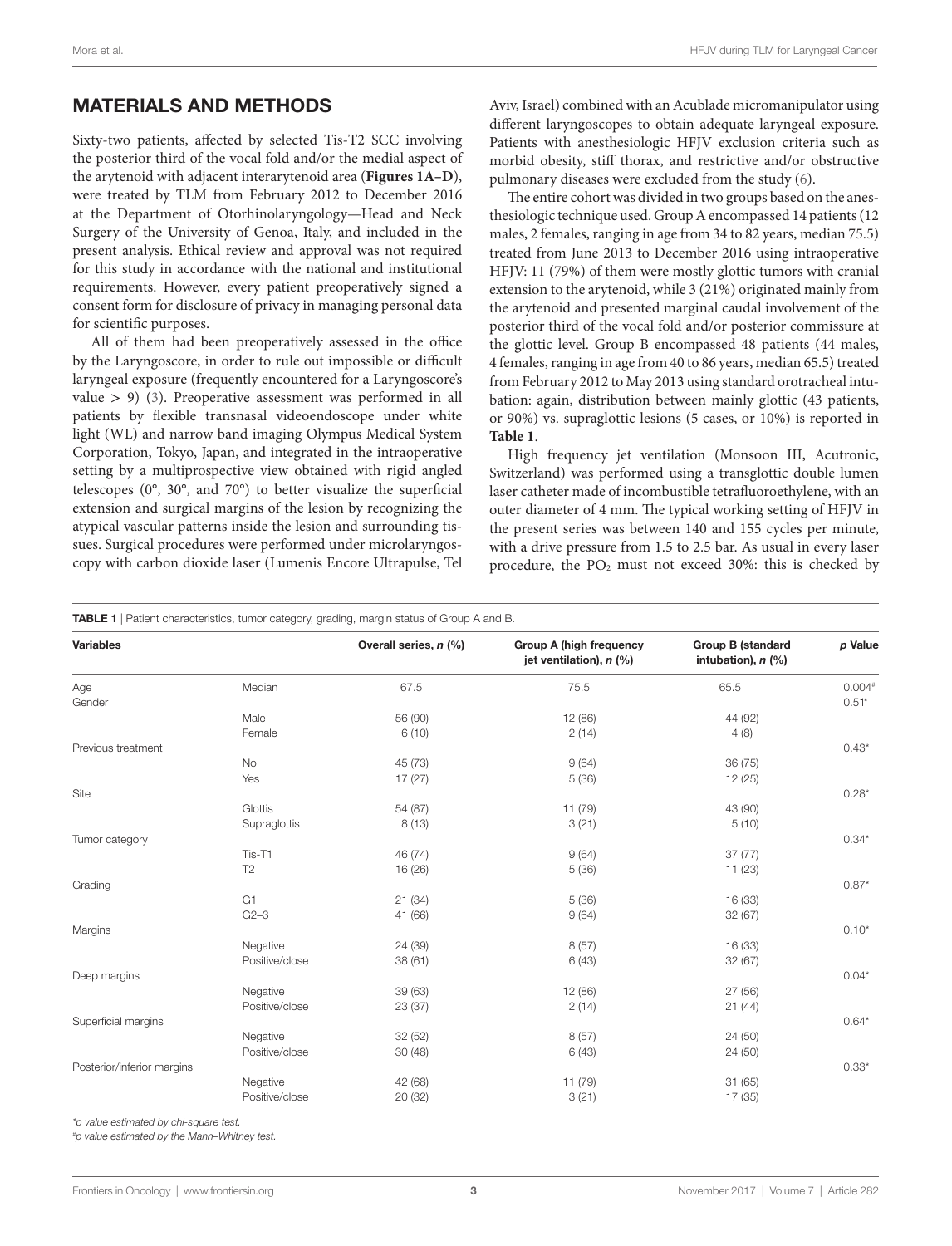## MATERIALS AND METHODS

Sixty-two patients, affected by selected Tis-T2 SCC involving the posterior third of the vocal fold and/or the medial aspect of the arytenoid with adjacent interarytenoid area (**Figures 1A–D**), were treated by TLM from February 2012 to December 2016 at the Department of Otorhinolaryngology—Head and Neck Surgery of the University of Genoa, Italy, and included in the present analysis. Ethical review and approval was not required for this study in accordance with the national and institutional requirements. However, every patient preoperatively signed a consent form for disclosure of privacy in managing personal data for scientific purposes.

All of them had been preoperatively assessed in the office by the Laryngoscore, in order to rule out impossible or difficult laryngeal exposure (frequently encountered for a Laryngoscore's value > 9) (3). Preoperative assessment was performed in all patients by flexible transnasal videoendoscope under white light (WL) and narrow band imaging Olympus Medical System Corporation, Tokyo, Japan, and integrated in the intraoperative setting by a multiprospective view obtained with rigid angled telescopes (0°, 30°, and 70°) to better visualize the superficial extension and surgical margins of the lesion by recognizing the atypical vascular patterns inside the lesion and surrounding tissues. Surgical procedures were performed under microlaryngoscopy with carbon dioxide laser (Lumenis Encore Ultrapulse, Tel Aviv, Israel) combined with an Acublade micromanipulator using different laryngoscopes to obtain adequate laryngeal exposure. Patients with anesthesiologic HFJV exclusion criteria such as morbid obesity, stiff thorax, and restrictive and/or obstructive pulmonary diseases were excluded from the study (6).

The entire cohort was divided in two groups based on the anesthesiologic technique used. Group A encompassed 14 patients (12 males, 2 females, ranging in age from 34 to 82 years, median 75.5) treated from June 2013 to December 2016 using intraoperative HFJV: 11 (79%) of them were mostly glottic tumors with cranial extension to the arytenoid, while 3 (21%) originated mainly from the arytenoid and presented marginal caudal involvement of the posterior third of the vocal fold and/or posterior commissure at the glottic level. Group B encompassed 48 patients (44 males, 4 females, ranging in age from 40 to 86 years, median 65.5) treated from February 2012 to May 2013 using standard orotracheal intubation: again, distribution between mainly glottic (43 patients, or 90%) vs. supraglottic lesions (5 cases, or 10%) is reported in **Table 1**.

High frequency jet ventilation (Monsoon III, Acutronic, Switzerland) was performed using a transglottic double lumen laser catheter made of incombustible tetrafluoroethylene, with an outer diameter of 4 mm. The typical working setting of HFJV in the present series was between 140 and 155 cycles per minute, with a drive pressure from 1.5 to 2.5 bar. As usual in every laser procedure, the $PO_2$ must not exceed 30%: this is checked by

**TABLE 1** | Patient characteristics, tumor category, grading, margin status of Group A and B.

| Variables | | Overall series, *n* (%) | Group A (high frequency jet ventilation), *n* (%) | Group B (standard intubation), *n* (%) | *p* Value |
|---|---|---|---|---|---|
| Age | Median | 67.5 | 75.5 | 65.5 | 0.004[#] |
| Gender | | | | | 0.51* |
| | Male | 56 (90) | 12 (86) | 44 (92) | |
| | Female | 6 (10) | 2 (14) | 4 (8) | |
| Previous treatment | | | | | 0.43* |
| | No | 45 (73) | 9 (64) | 36 (75) | |
| | Yes | 17 (27) | 5 (36) | 12 (25) | |
| Site | | | | | 0.28* |
| | Glottis | 54 (87) | 11 (79) | 43 (90) | |
| | Supraglottis | 8 (13) | 3 (21) | 5 (10) | |
| Tumor category | | | | | 0.34* |
| | Tis-T1 | 46 (74) | 9 (64) | 37 (77) | |
| | T2 | 16 (26) | 5 (36) | 11 (23) | |
| Grading | | | | | 0.87* |
| | G1 | 21 (34) | 5 (36) | 16 (33) | |
| | G2–3 | 41 (66) | 9 (64) | 32 (67) | |
| Margins | | | | | 0.10* |
| | Negative | 24 (39) | 8 (57) | 16 (33) | |
| | Positive/close | 38 (61) | 6 (43) | 32 (67) | |
| Deep margins | | | | | 0.04* |
| | Negative | 39 (63) | 12 (86) | 27 (56) | |
| | Positive/close | 23 (37) | 2 (14) | 21 (44) | |
| Superficial margins | | | | | 0.64* |
| | Negative | 32 (52) | 8 (57) | 24 (50) | |
| | Positive/close | 30 (48) | 6 (43) | 24 (50) | |
| Posterior/inferior margins | | | | | 0.33* |
| | Negative | 42 (68) | 11 (79) | 31 (65) | |
| | Positive/close | 20 (32) | 3 (21) | 17 (35) | |

*\*p value estimated by chi-square test.*

*#p value estimated by the Mann–Whitney test.*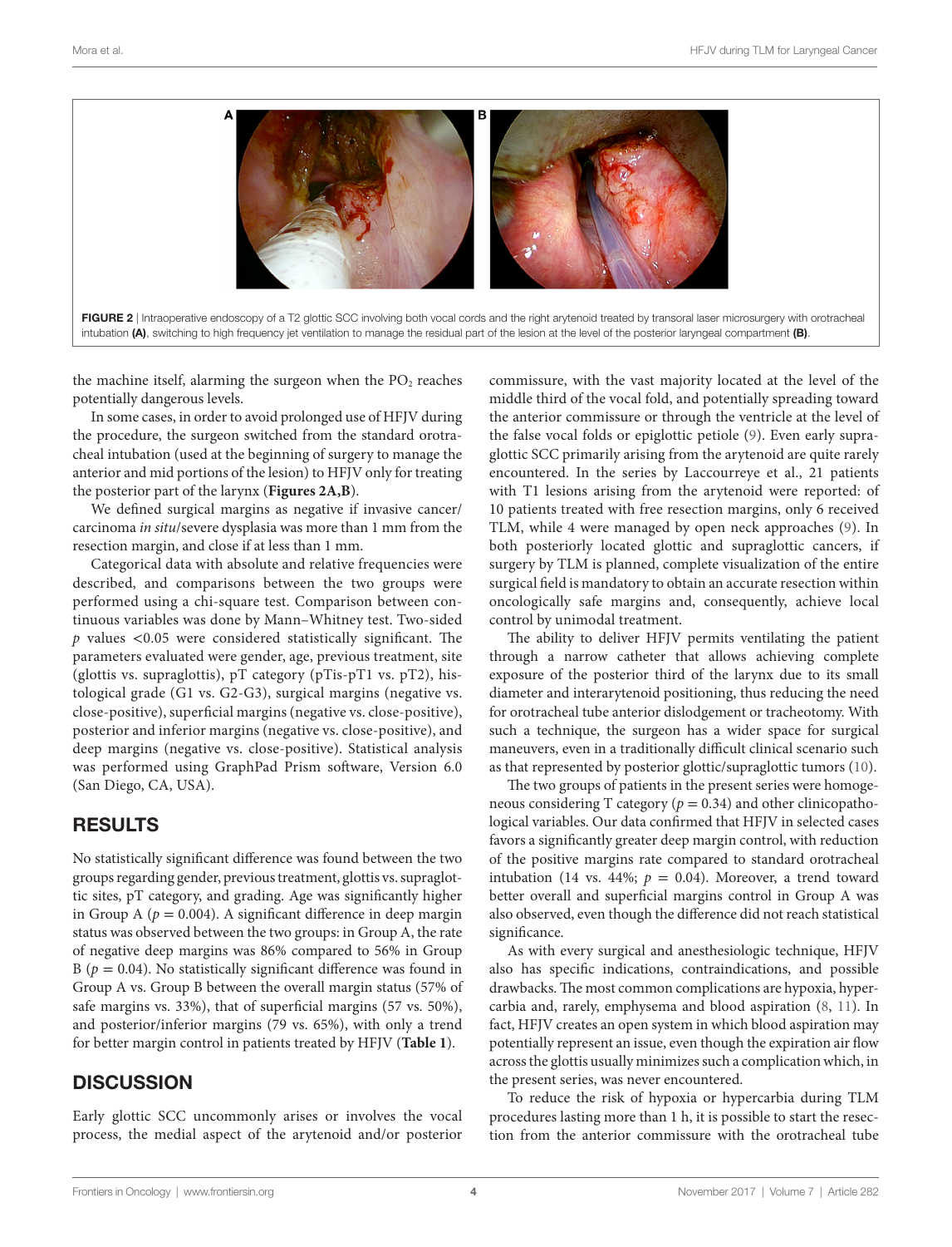FIGURE 2 | Intraoperative endoscopy of a T2 glottic SCC involving both vocal cords and the right arytenoid treated by transoral laser microsurgery with orotracheal intubation **(A)**, switching to high frequency jet ventilation to manage the residual part of the lesion at the level of the posterior laryngeal compartment **(B)**.

the machine itself, alarming the surgeon when the $PO_2$ reaches potentially dangerous levels.

In some cases, in order to avoid prolonged use of HFJV during the procedure, the surgeon switched from the standard orotracheal intubation (used at the beginning of surgery to manage the anterior and mid portions of the lesion) to HFJV only for treating the posterior part of the larynx (**Figures 2A,B**).

We defined surgical margins as negative if invasive cancer/carcinoma *in situ*/severe dysplasia was more than 1 mm from the resection margin, and close if at less than 1 mm.

Categorical data with absolute and relative frequencies were described, and comparisons between the two groups were performed using a chi-square test. Comparison between continuous variables was done by Mann–Whitney test. Two-sided $p$ values <0.05 were considered statistically significant. The parameters evaluated were gender, age, previous treatment, site (glottis vs. supraglottis), pT category (pTis-pT1 vs. pT2), histological grade (G1 vs. G2-G3), surgical margins (negative vs. close-positive), superficial margins (negative vs. close-positive), posterior and inferior margins (negative vs. close-positive), and deep margins (negative vs. close-positive). Statistical analysis was performed using GraphPad Prism software, Version 6.0 (San Diego, CA, USA).

## RESULTS

No statistically significant difference was found between the two groups regarding gender, previous treatment, glottis vs. supraglottic sites, pT category, and grading. Age was significantly higher in Group A ($p = 0.004$). A significant difference in deep margin status was observed between the two groups: in Group A, the rate of negative deep margins was 86% compared to 56% in Group B ($p = 0.04$). No statistically significant difference was found in Group A vs. Group B between the overall margin status (57% of safe margins vs. 33%), that of superficial margins (57 vs. 50%), and posterior/inferior margins (79 vs. 65%), with only a trend for better margin control in patients treated by HFJV (**Table 1**).

## DISCUSSION

Early glottic SCC uncommonly arises or involves the vocal process, the medial aspect of the arytenoid and/or posterior commissure, with the vast majority located at the level of the middle third of the vocal fold, and potentially spreading toward the anterior commissure or through the ventricle at the level of the false vocal folds or epiglottic petiole (9). Even early supraglottic SCC primarily arising from the arytenoid are quite rarely encountered. In the series by Laccourreye et al., 21 patients with T1 lesions arising from the arytenoid were reported: of 10 patients treated with free resection margins, only 6 received TLM, while 4 were managed by open neck approaches (9). In both posteriorly located glottic and supraglottic cancers, if surgery by TLM is planned, complete visualization of the entire surgical field is mandatory to obtain an accurate resection within oncologically safe margins and, consequently, achieve local control by unimodal treatment.

The ability to deliver HFJV permits ventilating the patient through a narrow catheter that allows achieving complete exposure of the posterior third of the larynx due to its small diameter and interarytenoid positioning, thus reducing the need for orotracheal tube anterior dislodgement or tracheotomy. With such a technique, the surgeon has a wider space for surgical maneuvers, even in a traditionally difficult clinical scenario such as that represented by posterior glottic/supraglottic tumors (10).

The two groups of patients in the present series were homogeneous considering T category ($p = 0.34$) and other clinicopathological variables. Our data confirmed that HFJV in selected cases favors a significantly greater deep margin control, with reduction of the positive margins rate compared to standard orotracheal intubation (14 vs. 44%; $p = 0.04$). Moreover, a trend toward better overall and superficial margins control in Group A was also observed, even though the difference did not reach statistical significance.

As with every surgical and anesthesiologic technique, HFJV also has specific indications, contraindications, and possible drawbacks. The most common complications are hypoxia, hypercarbia and, rarely, emphysema and blood aspiration (8, 11). In fact, HFJV creates an open system in which blood aspiration may potentially represent an issue, even though the expiration air flow across the glottis usually minimizes such a complication which, in the present series, was never encountered.

To reduce the risk of hypoxia or hypercarbia during TLM procedures lasting more than 1 h, it is possible to start the resection from the anterior commissure with the orotracheal tube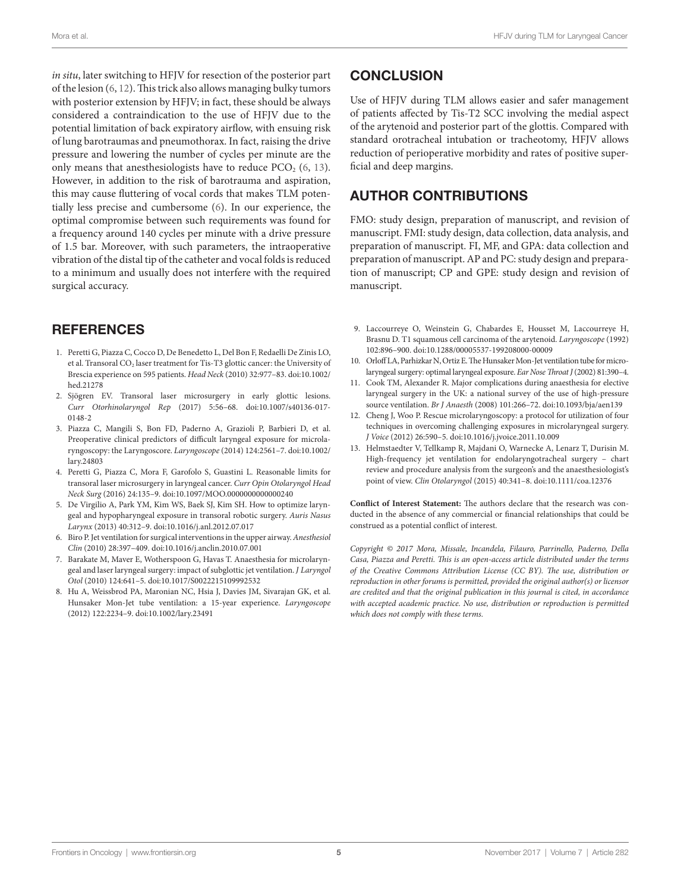*in situ*, later switching to HFJV for resection of the posterior part of the lesion (6, 12). This trick also allows managing bulky tumors with posterior extension by HFJV; in fact, these should be always considered a contraindication to the use of HFJV due to the potential limitation of back expiratory airflow, with ensuing risk of lung barotraumas and pneumothorax. In fact, raising the drive pressure and lowering the number of cycles per minute are the only means that anesthesiologists have to reduce $PCO_2$ (6, 13). However, in addition to the risk of barotrauma and aspiration, this may cause fluttering of vocal cords that makes TLM potentially less precise and cumbersome (6). In our experience, the optimal compromise between such requirements was found for a frequency around 140 cycles per minute with a drive pressure of 1.5 bar. Moreover, with such parameters, the intraoperative vibration of the distal tip of the catheter and vocal folds is reduced to a minimum and usually does not interfere with the required surgical accuracy.

## CONCLUSION

Use of HFJV during TLM allows easier and safer management of patients affected by Tis-T2 SCC involving the medial aspect of the arytenoid and posterior part of the glottis. Compared with standard orotracheal intubation or tracheotomy, HFJV allows reduction of perioperative morbidity and rates of positive superficial and deep margins.

## AUTHOR CONTRIBUTIONS

FMO: study design, preparation of manuscript, and revision of manuscript. FMI: study design, data collection, data analysis, and preparation of manuscript. FI, MF, and GPA: data collection and preparation of manuscript. AP and PC: study design and preparation of manuscript; CP and GPE: study design and revision of manuscript.

## REFERENCES

1. Peretti G, Piazza C, Cocco D, De Benedetto L, Del Bon F, Redaelli De Zinis LO, et al. Transoral $CO_2$ laser treatment for Tis-T3 glottic cancer: the University of Brescia experience on 595 patients. *Head Neck* (2010) 32:977–83. doi:10.1002/hed.21278
2. Sjögren EV. Transoral laser microsurgery in early glottic lesions. *Curr Otorhinolaryngol Rep* (2017) 5:56–68. doi:10.1007/s40136-017-0148-2
3. Piazza C, Mangili S, Bon FD, Paderno A, Grazioli P, Barbieri D, et al. Preoperative clinical predictors of difficult laryngeal exposure for microlaryngoscopy: the Laryngoscore. *Laryngoscope* (2014) 124:2561–7. doi:10.1002/lary.24803
4. Peretti G, Piazza C, Mora F, Garofolo S, Guastini L. Reasonable limits for transoral laser microsurgery in laryngeal cancer. *Curr Opin Otolaryngol Head Neck Surg* (2016) 24:135–9. doi:10.1097/MOO.0000000000000240
5. De Virgilio A, Park YM, Kim WS, Baek SJ, Kim SH. How to optimize laryngeal and hypopharyngeal exposure in transoral robotic surgery. *Auris Nasus Larynx* (2013) 40:312–9. doi:10.1016/j.anl.2012.07.017
6. Biro P. Jet ventilation for surgical interventions in the upper airway. *Anesthesiol Clin* (2010) 28:397–409. doi:10.1016/j.anclin.2010.07.001
7. Barakate M, Maver E, Wotherspoon G, Havas T. Anaesthesia for microlaryngeal and laser laryngeal surgery: impact of subglottic jet ventilation. *J Laryngol Otol* (2010) 124:641–5. doi:10.1017/S0022215109992532
8. Hu A, Weissbrod PA, Maronian NC, Hsia J, Davies JM, Sivarajan GK, et al. Hunsaker Mon-Jet tube ventilation: a 15-year experience. *Laryngoscope* (2012) 122:2234–9. doi:10.1002/lary.23491
9. Laccourreye O, Weinstein G, Chabardes E, Housset M, Laccourreye H, Brasnu D. T1 squamous cell carcinoma of the arytenoid. *Laryngoscope* (1992) 102:896–900. doi:10.1288/00005537-199208000-00009
10. Orloff LA, Parhizkar N, Ortiz E. The Hunsaker Mon-Jet ventilation tube for microlaryngeal surgery: optimal laryngeal exposure. *Ear Nose Throat J* (2002) 81:390–4.
11. Cook TM, Alexander R. Major complications during anaesthesia for elective laryngeal surgery in the UK: a national survey of the use of high-pressure source ventilation. *Br J Anaesth* (2008) 101:266–72. doi:10.1093/bja/aen139
12. Cheng J, Woo P. Rescue microlaryngoscopy: a protocol for utilization of four techniques in overcoming challenging exposures in microlaryngeal surgery. *J Voice* (2012) 26:590–5. doi:10.1016/j.jvoice.2011.10.009
13. Helmstaedter V, Tellkamp R, Majdani O, Warnecke A, Lenarz T, Durisin M. High-frequency jet ventilation for endolaryngotracheal surgery – chart review and procedure analysis from the surgeon's and the anaesthesiologist's point of view. *Clin Otolaryngol* (2015) 40:341–8. doi:10.1111/coa.12376

**Conflict of Interest Statement:** The authors declare that the research was conducted in the absence of any commercial or financial relationships that could be construed as a potential conflict of interest.

*Copyright © 2017 Mora, Missale, Incandela, Filauro, Parrinello, Paderno, Della Casa, Piazza and Peretti. This is an open-access article distributed under the terms of the Creative Commons Attribution License (CC BY). The use, distribution or reproduction in other forums is permitted, provided the original author(s) or licensor are credited and that the original publication in this journal is cited, in accordance with accepted academic practice. No use, distribution or reproduction is permitted which does not comply with these terms.*